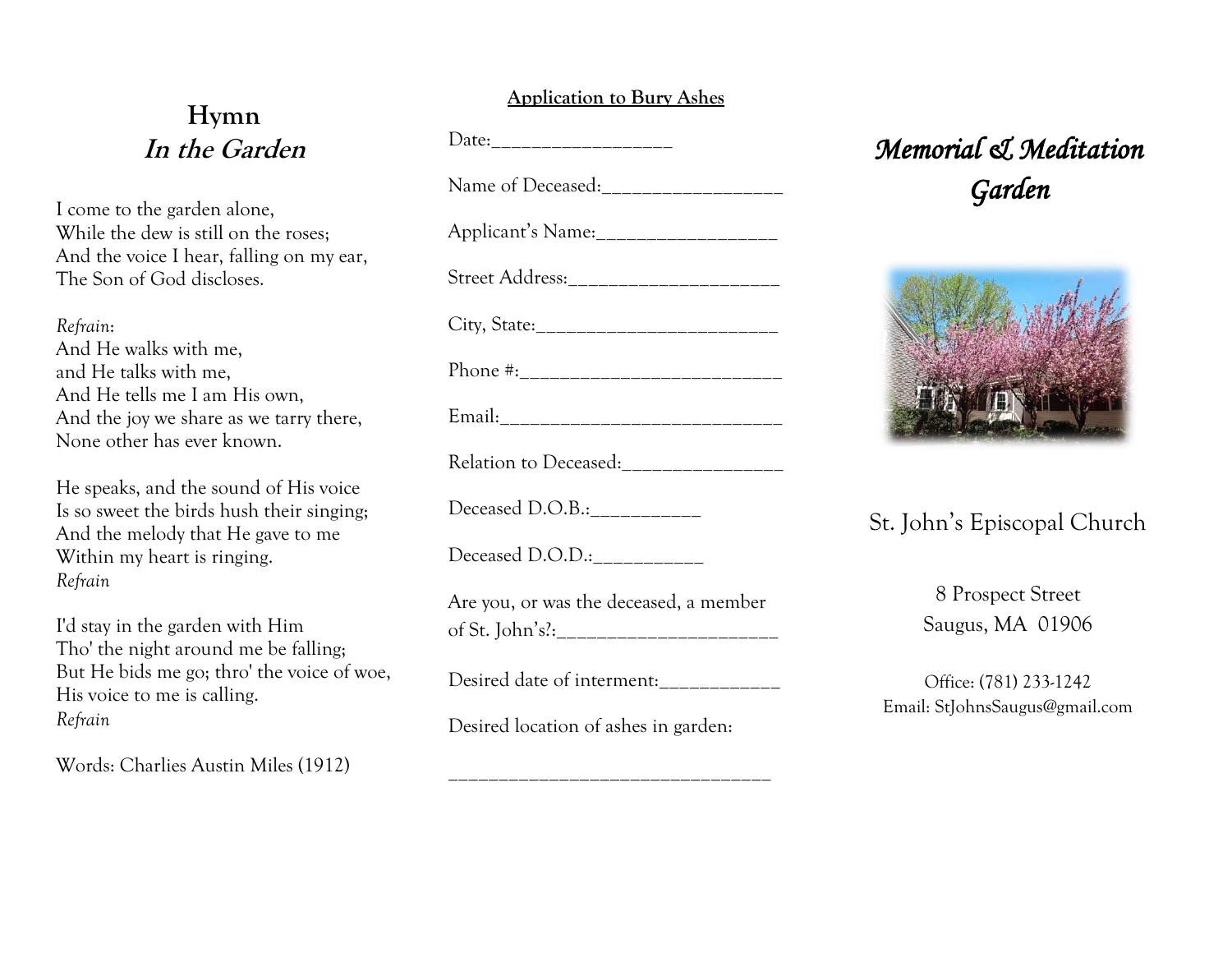# Hymn
## *In the Garden*

I come to the garden alone,
While the dew is still on the roses;
And the voice I hear, falling on my ear,
The Son of God discloses.

*Refrain*:
And He walks with me,
and He talks with me,
And He tells me I am His own,
And the joy we share as we tarry there,
None other has ever known.

He speaks, and the sound of His voice
Is so sweet the birds hush their singing;
And the melody that He gave to me
Within my heart is ringing.
*Refrain*

I'd stay in the garden with Him
Tho' the night around me be falling;
But He bids me go; thro' the voice of woe,
His voice to me is calling.
*Refrain*

Words: Charlies Austin Miles (1912)

**Application to Bury Ashes**

Date:__________________

Name of Deceased:__________________

Applicant's Name:__________________

Street Address:_____________________

City, State:________________________

Phone #:__________________________

Email:____________________________

Relation to Deceased:________________

Deceased D.O.B.:___________

Deceased D.O.D.:___________

Are you, or was the deceased, a member of St. John's?:______________________

Desired date of interment:____________

Desired location of ashes in garden:

________________________________

# *Memorial & Meditation Garden*

St. John's Episcopal Church

8 Prospect Street
Saugus, MA 01906

Office: (781) 233-1242
Email: StJohnsSaugus@gmail.com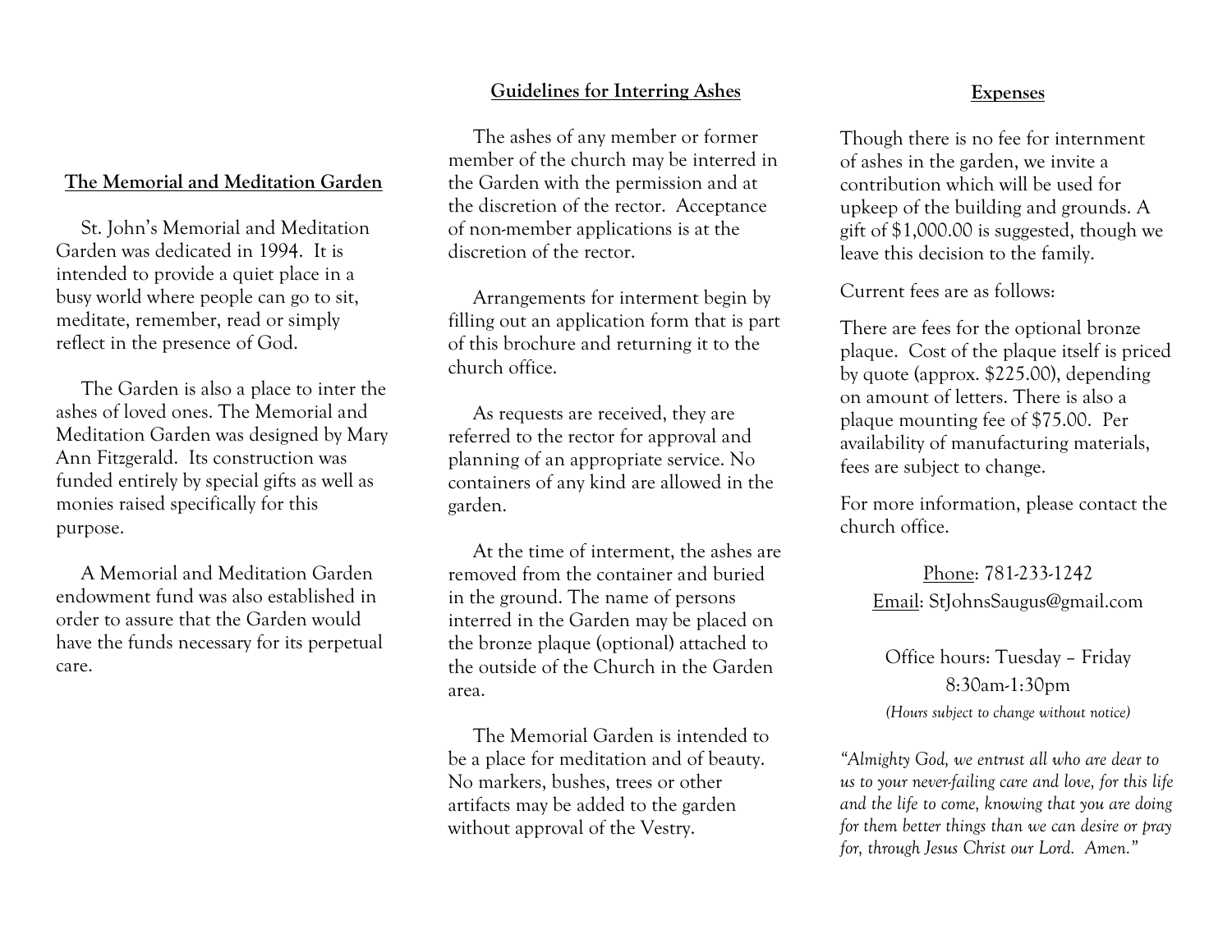## The Memorial and Meditation Garden

St. John's Memorial and Meditation Garden was dedicated in 1994. It is intended to provide a quiet place in a busy world where people can go to sit, meditate, remember, read or simply reflect in the presence of God.

The Garden is also a place to inter the ashes of loved ones. The Memorial and Meditation Garden was designed by Mary Ann Fitzgerald. Its construction was funded entirely by special gifts as well as monies raised specifically for this purpose.

A Memorial and Meditation Garden endowment fund was also established in order to assure that the Garden would have the funds necessary for its perpetual care.

## Guidelines for Interring Ashes

The ashes of any member or former member of the church may be interred in the Garden with the permission and at the discretion of the rector. Acceptance of non-member applications is at the discretion of the rector.

Arrangements for interment begin by filling out an application form that is part of this brochure and returning it to the church office.

As requests are received, they are referred to the rector for approval and planning of an appropriate service. No containers of any kind are allowed in the garden.

At the time of interment, the ashes are removed from the container and buried in the ground. The name of persons interred in the Garden may be placed on the bronze plaque (optional) attached to the outside of the Church in the Garden area.

The Memorial Garden is intended to be a place for meditation and of beauty. No markers, bushes, trees or other artifacts may be added to the garden without approval of the Vestry.

## Expenses

Though there is no fee for internment of ashes in the garden, we invite a contribution which will be used for upkeep of the building and grounds. A gift of $1,000.00 is suggested, though we leave this decision to the family.

Current fees are as follows:

There are fees for the optional bronze plaque. Cost of the plaque itself is priced by quote (approx. $225.00), depending on amount of letters. There is also a plaque mounting fee of $75.00. Per availability of manufacturing materials, fees are subject to change.

For more information, please contact the church office.

Phone: 781-233-1242
Email: StJohnsSaugus@gmail.com

Office hours: Tuesday – Friday
8:30am-1:30pm
*(Hours subject to change without notice)*

*"Almighty God, we entrust all who are dear to us to your never-failing care and love, for this life and the life to come, knowing that you are doing for them better things than we can desire or pray for, through Jesus Christ our Lord. Amen."*